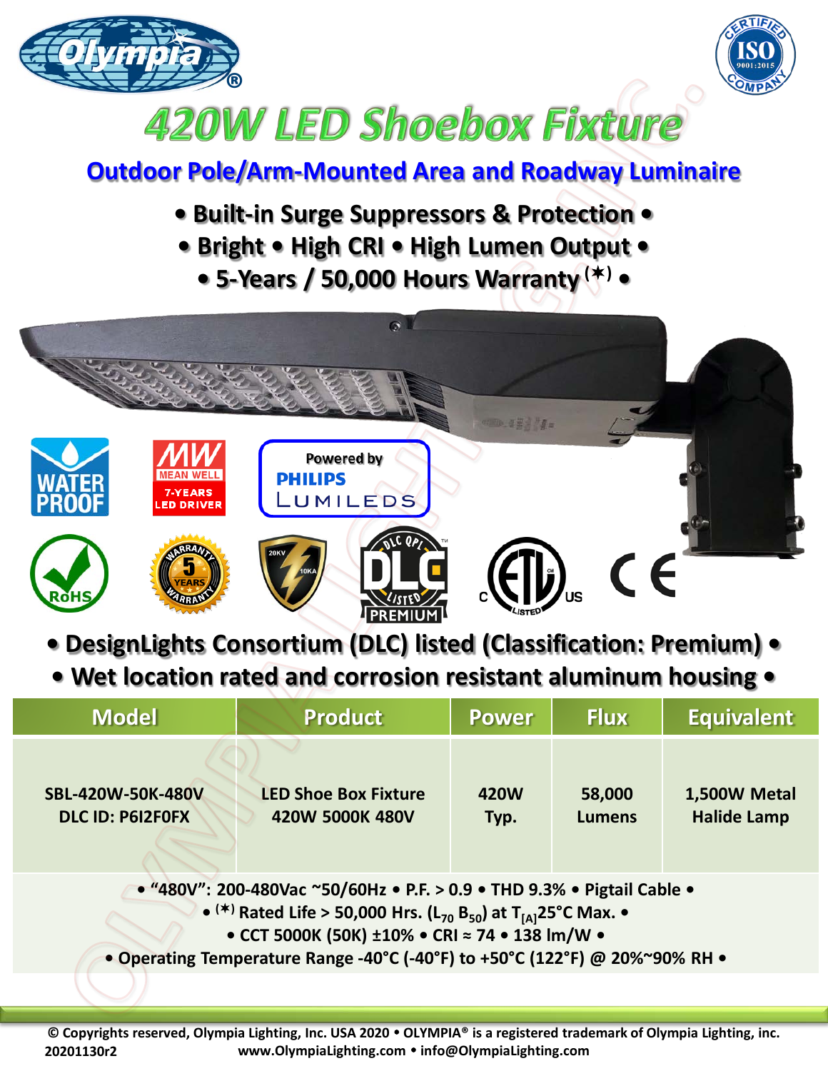# 420W LED Shoebox Fixture

## Outdoor Pole/Arm-Mounted Area and Roadway Luminaire

**• Built-in Surge Suppressors & Protection •**

**• Bright • High CRI • High Lumen Output •**

**• 5-Years / 50,000 Hours Warranty (✶) •**

**• DesignLights Consortium (DLC) listed (Classification: Premium) •**

**• Wet location rated and corrosion resistant aluminum housing •**

| Model | Product | Power | Flux | Equivalent |
|---|---|---|---|---|
| SBL-420W-50K-480V DLC ID: P6I2F0FX | LED Shoe Box Fixture 420W 5000K 480V | 420W Typ. | 58,000 Lumens | 1,500W Metal Halide Lamp |

• "480V": 200-480Vac ~50/60Hz • P.F. > 0.9 • THD 9.3% • Pigtail Cable •

• (✶) Rated Life > 50,000 Hrs. ($L_{70}$ $B_{50}$) at $T_{[A]}$25°C Max. •

• CCT 5000K (50K) ±10% • CRI ≈ 74 • 138 lm/W •

• Operating Temperature Range -40°C (-40°F) to +50°C (122°F) @ 20%~90% RH •

© Copyrights reserved, Olympia Lighting, Inc. USA 2020 • OLYMPIA® is a registered trademark of Olympia Lighting, inc.

20201130r2 www.OlympiaLighting.com • info@OlympiaLighting.com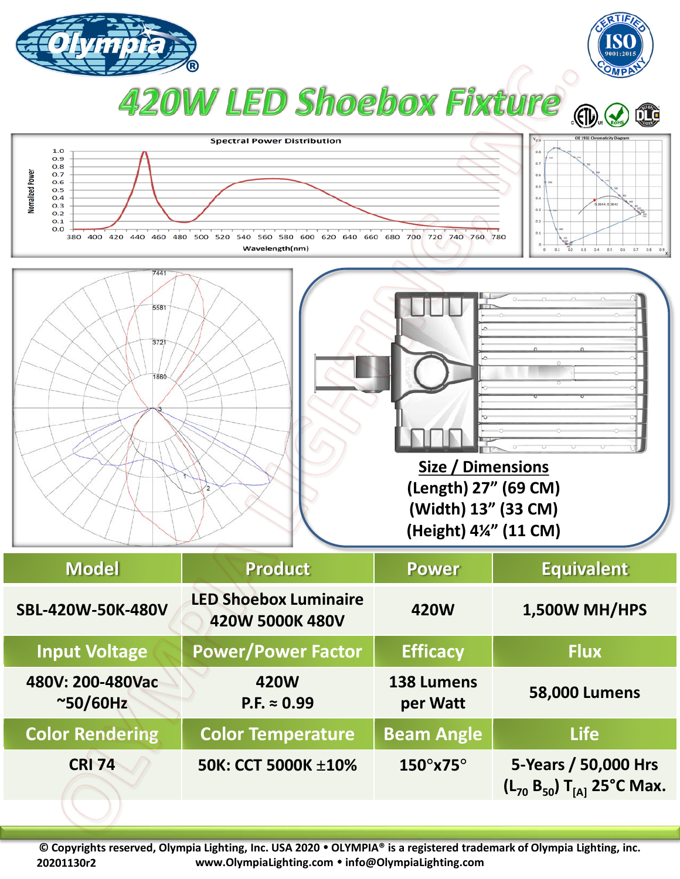# 420W LED Shoebox Fixture

**Size / Dimensions**
**(Length) 27" (69 CM)**
**(Width) 13" (33 CM)**
**(Height) 4¼" (11 CM)**

| Model | Product | Power | Equivalent |
|---|---|---|---|
| SBL-420W-50K-480V | LED Shoebox Luminaire 420W 5000K 480V | 420W | 1,500W MH/HPS |
| **Input Voltage** | **Power/Power Factor** | **Efficacy** | **Flux** |
| 480V: 200-480Vac ~50/60Hz | 420W P.F. ≈ 0.99 | 138 Lumens per Watt | 58,000 Lumens |
| **Color Rendering** | **Color Temperature** | **Beam Angle** | **Life** |
| CRI 74 | 50K: CCT 5000K ±10% | 150°x75° | 5-Years / 50,000 Hrs ($L_{70}$ $B_{50}$) $T_{[A]}$ 25°C Max. |

© Copyrights reserved, Olympia Lighting, Inc. USA 2020 • OLYMPIA® is a registered trademark of Olympia Lighting, inc.
20201130r2 www.OlympiaLighting.com • info@OlympiaLighting.com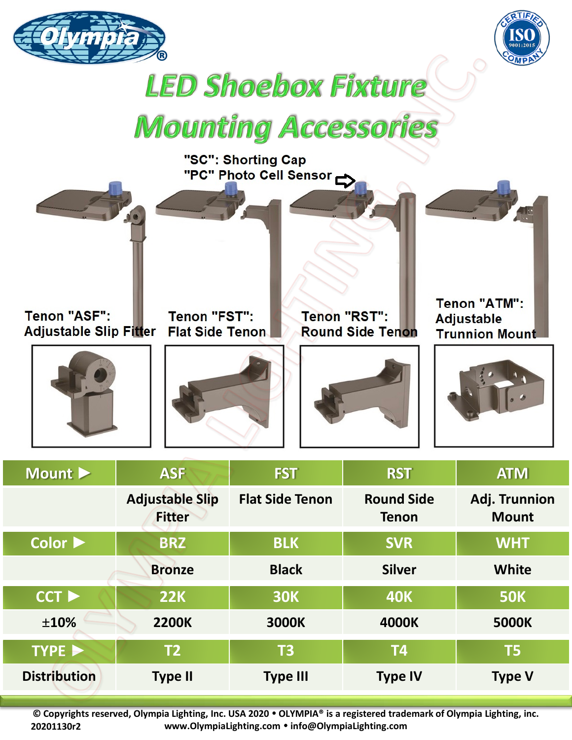# LED Shoebox Fixture Mounting Accessories

"SC": Shorting Cap
"PC" Photo Cell Sensor

Tenon "ASF": Adjustable Slip Fitter

Tenon "FST": Flat Side Tenon

Tenon "RST": Round Side Tenon

Tenon "ATM": Adjustable Trunnion Mount

| Mount ▶ | ASF | FST | RST | ATM |
|---|---|---|---|---|
| | Adjustable Slip Fitter | Flat Side Tenon | Round Side Tenon | Adj. Trunnion Mount |
| **Color ▶** | **BRZ** | **BLK** | **SVR** | **WHT** |
| | Bronze | Black | Silver | White |
| **CCT ▶** | **22K** | **30K** | **40K** | **50K** |
| ±10% | 2200K | 3000K | 4000K | 5000K |
| **TYPE ▶** | **T2** | **T3** | **T4** | **T5** |
| Distribution | Type II | Type III | Type IV | Type V |

© Copyrights reserved, Olympia Lighting, Inc. USA 2020 • OLYMPIA® is a registered trademark of Olympia Lighting, inc.
20201130r2 www.OlympiaLighting.com • info@OlympiaLighting.com